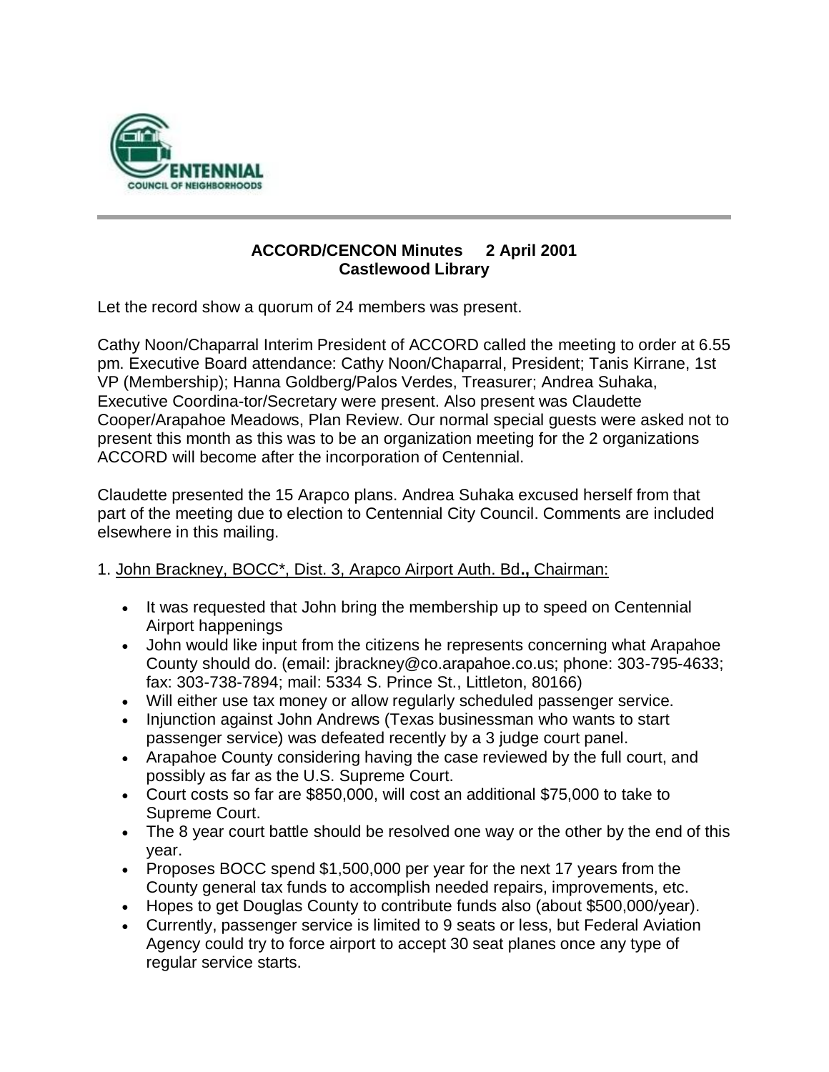## ACCORD/CENCON Minutes 2 April 2001
## Castlewood Library

Let the record show a quorum of 24 members was present.

Cathy Noon/Chaparral Interim President of ACCORD called the meeting to order at 6.55 pm. Executive Board attendance: Cathy Noon/Chaparral, President; Tanis Kirrane, 1st VP (Membership); Hanna Goldberg/Palos Verdes, Treasurer; Andrea Suhaka, Executive Coordina-tor/Secretary were present. Also present was Claudette Cooper/Arapahoe Meadows, Plan Review. Our normal special guests were asked not to present this month as this was to be an organization meeting for the 2 organizations ACCORD will become after the incorporation of Centennial.

Claudette presented the 15 Arapco plans. Andrea Suhaka excused herself from that part of the meeting due to election to Centennial City Council. Comments are included elsewhere in this mailing.

1. John Brackney, BOCC*, Dist. 3, Arapco Airport Auth. Bd**.,** Chairman:

- It was requested that John bring the membership up to speed on Centennial Airport happenings
- John would like input from the citizens he represents concerning what Arapahoe County should do. (email: jbrackney@co.arapahoe.co.us; phone: 303-795-4633; fax: 303-738-7894; mail: 5334 S. Prince St., Littleton, 80166)
- Will either use tax money or allow regularly scheduled passenger service.
- Injunction against John Andrews (Texas businessman who wants to start passenger service) was defeated recently by a 3 judge court panel.
- Arapahoe County considering having the case reviewed by the full court, and possibly as far as the U.S. Supreme Court.
- Court costs so far are $850,000, will cost an additional $75,000 to take to Supreme Court.
- The 8 year court battle should be resolved one way or the other by the end of this year.
- Proposes BOCC spend $1,500,000 per year for the next 17 years from the County general tax funds to accomplish needed repairs, improvements, etc.
- Hopes to get Douglas County to contribute funds also (about $500,000/year).
- Currently, passenger service is limited to 9 seats or less, but Federal Aviation Agency could try to force airport to accept 30 seat planes once any type of regular service starts.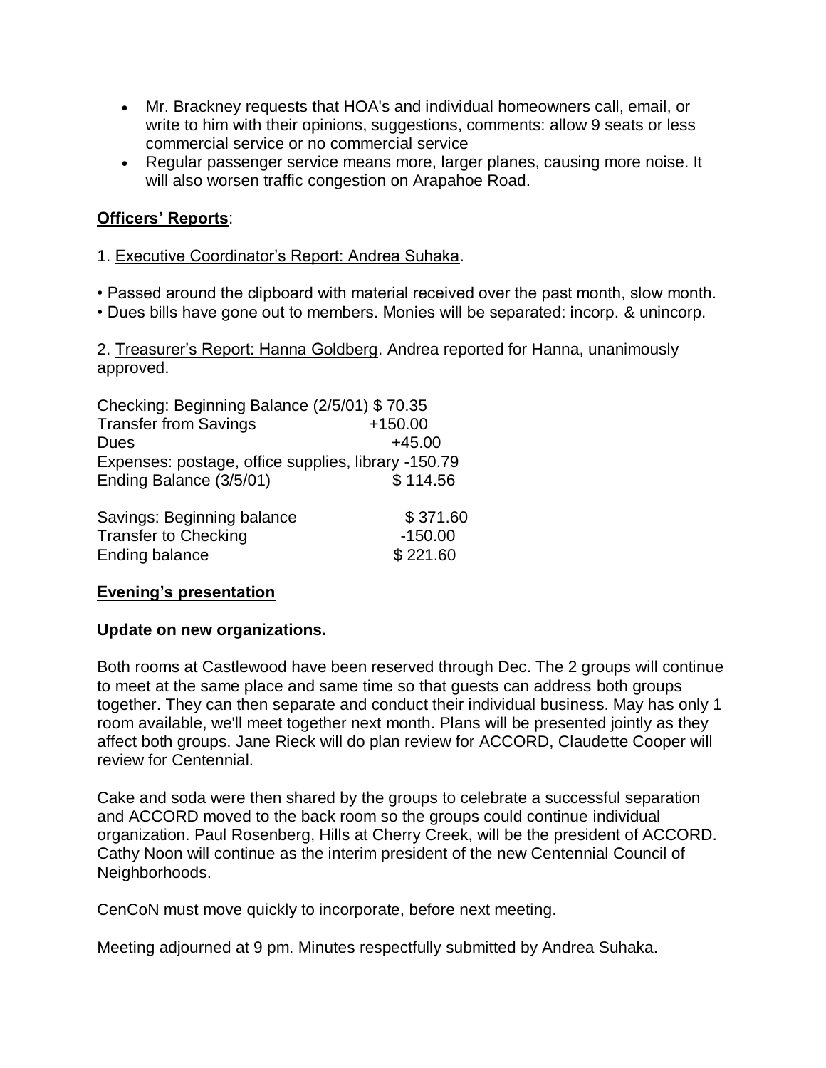- Mr. Brackney requests that HOA's and individual homeowners call, email, or write to him with their opinions, suggestions, comments: allow 9 seats or less commercial service or no commercial service
- Regular passenger service means more, larger planes, causing more noise. It will also worsen traffic congestion on Arapahoe Road.

**Officers' Reports**:

1. Executive Coordinator's Report: Andrea Suhaka.

• Passed around the clipboard with material received over the past month, slow month.
• Dues bills have gone out to members. Monies will be separated: incorp. & unincorp.

2. Treasurer's Report: Hanna Goldberg. Andrea reported for Hanna, unanimously approved.

| | |
|---|---|
| Checking: Beginning Balance (2/5/01) | $ 70.35 |
| Transfer from Savings | +150.00 |
| Dues | +45.00 |
| Expenses: postage, office supplies, library | -150.79 |
| Ending Balance (3/5/01) | $ 114.56 |

| | |
|---|---|
| Savings: Beginning balance | $ 371.60 |
| Transfer to Checking | -150.00 |
| Ending balance | $ 221.60 |

**Evening's presentation**

**Update on new organizations.**

Both rooms at Castlewood have been reserved through Dec. The 2 groups will continue to meet at the same place and same time so that guests can address both groups together. They can then separate and conduct their individual business. May has only 1 room available, we'll meet together next month. Plans will be presented jointly as they affect both groups. Jane Rieck will do plan review for ACCORD, Claudette Cooper will review for Centennial.

Cake and soda were then shared by the groups to celebrate a successful separation and ACCORD moved to the back room so the groups could continue individual organization. Paul Rosenberg, Hills at Cherry Creek, will be the president of ACCORD. Cathy Noon will continue as the interim president of the new Centennial Council of Neighborhoods.

CenCoN must move quickly to incorporate, before next meeting.

Meeting adjourned at 9 pm. Minutes respectfully submitted by Andrea Suhaka.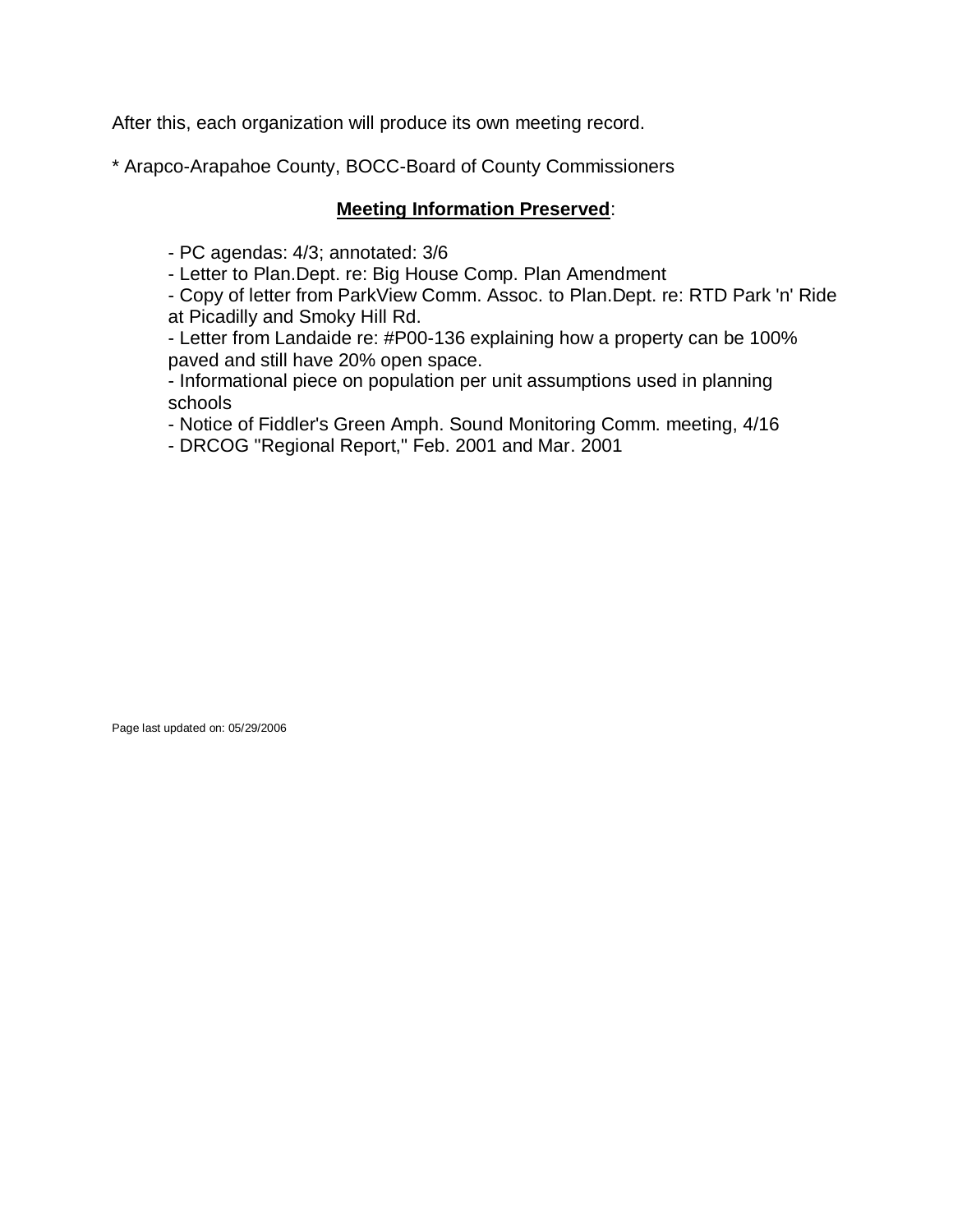After this, each organization will produce its own meeting record.

* Arapco-Arapahoe County, BOCC-Board of County Commissioners

**Meeting Information Preserved**:

- PC agendas: 4/3; annotated: 3/6
- Letter to Plan.Dept. re: Big House Comp. Plan Amendment
- Copy of letter from ParkView Comm. Assoc. to Plan.Dept. re: RTD Park 'n' Ride at Picadilly and Smoky Hill Rd.
- Letter from Landaide re: #P00-136 explaining how a property can be 100% paved and still have 20% open space.
- Informational piece on population per unit assumptions used in planning schools
- Notice of Fiddler's Green Amph. Sound Monitoring Comm. meeting, 4/16
- DRCOG "Regional Report," Feb. 2001 and Mar. 2001

Page last updated on: 05/29/2006